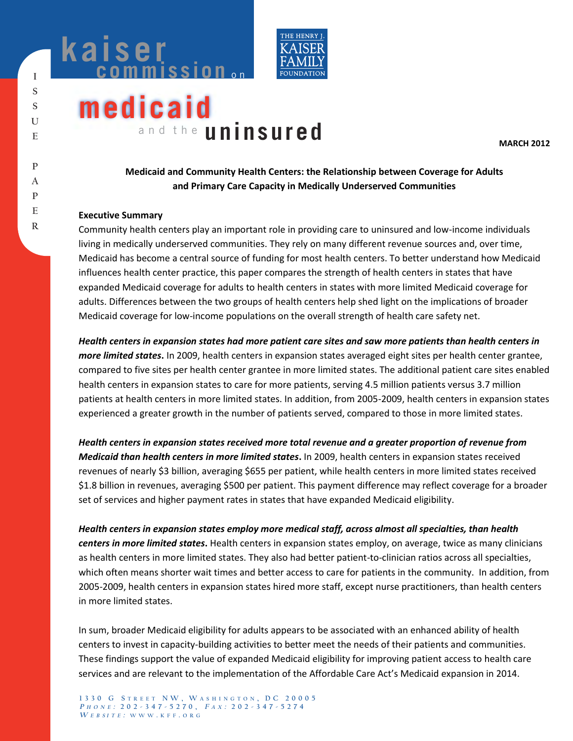kaiser commission on medicaid and the uninsured

THE HENRY J. KAISER FAMILY FOUNDATION

ISSUE PAPER

MARCH 2012

**Medicaid and Community Health Centers: the Relationship between Coverage for Adults and Primary Care Capacity in Medically Underserved Communities**

**Executive Summary**

Community health centers play an important role in providing care to uninsured and low-income individuals living in medically underserved communities. They rely on many different revenue sources and, over time, Medicaid has become a central source of funding for most health centers. To better understand how Medicaid influences health center practice, this paper compares the strength of health centers in states that have expanded Medicaid coverage for adults to health centers in states with more limited Medicaid coverage for adults. Differences between the two groups of health centers help shed light on the implications of broader Medicaid coverage for low-income populations on the overall strength of health care safety net.

***Health centers in expansion states had more patient care sites and saw more patients than health centers in more limited states.*** In 2009, health centers in expansion states averaged eight sites per health center grantee, compared to five sites per health center grantee in more limited states. The additional patient care sites enabled health centers in expansion states to care for more patients, serving 4.5 million patients versus 3.7 million patients at health centers in more limited states. In addition, from 2005-2009, health centers in expansion states experienced a greater growth in the number of patients served, compared to those in more limited states.

***Health centers in expansion states received more total revenue and a greater proportion of revenue from Medicaid than health centers in more limited states.*** In 2009, health centers in expansion states received revenues of nearly $3 billion, averaging $655 per patient, while health centers in more limited states received $1.8 billion in revenues, averaging $500 per patient. This payment difference may reflect coverage for a broader set of services and higher payment rates in states that have expanded Medicaid eligibility.

***Health centers in expansion states employ more medical staff, across almost all specialties, than health centers in more limited states.*** Health centers in expansion states employ, on average, twice as many clinicians as health centers in more limited states. They also had better patient-to-clinician ratios across all specialties, which often means shorter wait times and better access to care for patients in the community. In addition, from 2005-2009, health centers in expansion states hired more staff, except nurse practitioners, than health centers in more limited states.

In sum, broader Medicaid eligibility for adults appears to be associated with an enhanced ability of health centers to invest in capacity-building activities to better meet the needs of their patients and communities. These findings support the value of expanded Medicaid eligibility for improving patient access to health care services and are relevant to the implementation of the Affordable Care Act's Medicaid expansion in 2014.

1330 G Street NW, Washington, DC 20005
Phone: 202-347-5270, Fax: 202-347-5274
Website: www.kff.org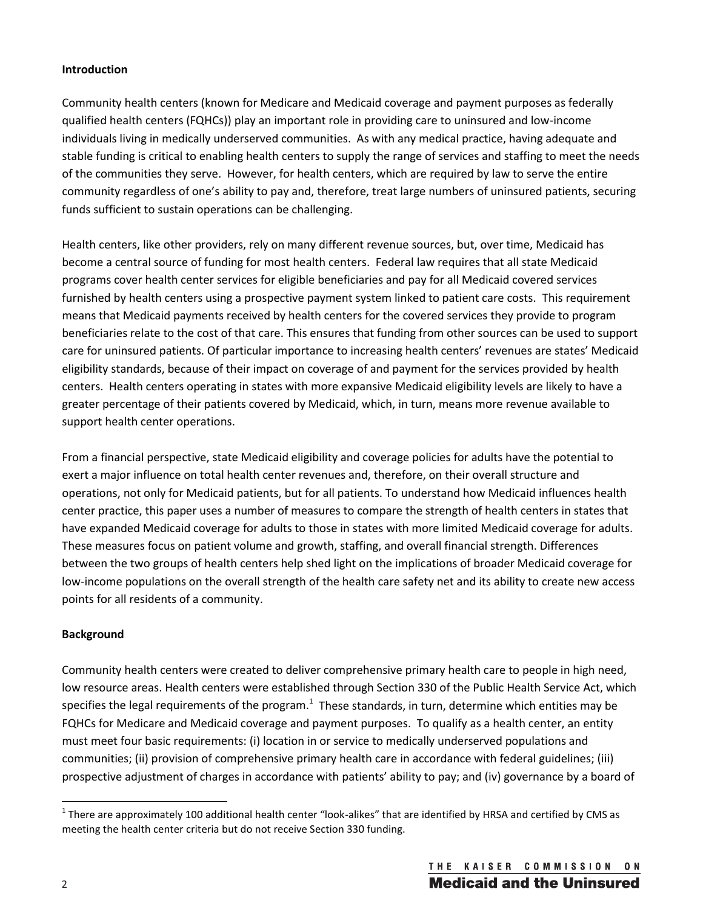**Introduction**

Community health centers (known for Medicare and Medicaid coverage and payment purposes as federally qualified health centers (FQHCs)) play an important role in providing care to uninsured and low-income individuals living in medically underserved communities. As with any medical practice, having adequate and stable funding is critical to enabling health centers to supply the range of services and staffing to meet the needs of the communities they serve. However, for health centers, which are required by law to serve the entire community regardless of one's ability to pay and, therefore, treat large numbers of uninsured patients, securing funds sufficient to sustain operations can be challenging.

Health centers, like other providers, rely on many different revenue sources, but, over time, Medicaid has become a central source of funding for most health centers. Federal law requires that all state Medicaid programs cover health center services for eligible beneficiaries and pay for all Medicaid covered services furnished by health centers using a prospective payment system linked to patient care costs. This requirement means that Medicaid payments received by health centers for the covered services they provide to program beneficiaries relate to the cost of that care. This ensures that funding from other sources can be used to support care for uninsured patients. Of particular importance to increasing health centers' revenues are states' Medicaid eligibility standards, because of their impact on coverage of and payment for the services provided by health centers. Health centers operating in states with more expansive Medicaid eligibility levels are likely to have a greater percentage of their patients covered by Medicaid, which, in turn, means more revenue available to support health center operations.

From a financial perspective, state Medicaid eligibility and coverage policies for adults have the potential to exert a major influence on total health center revenues and, therefore, on their overall structure and operations, not only for Medicaid patients, but for all patients. To understand how Medicaid influences health center practice, this paper uses a number of measures to compare the strength of health centers in states that have expanded Medicaid coverage for adults to those in states with more limited Medicaid coverage for adults. These measures focus on patient volume and growth, staffing, and overall financial strength. Differences between the two groups of health centers help shed light on the implications of broader Medicaid coverage for low-income populations on the overall strength of the health care safety net and its ability to create new access points for all residents of a community.

**Background**

Community health centers were created to deliver comprehensive primary health care to people in high need, low resource areas. Health centers were established through Section 330 of the Public Health Service Act, which specifies the legal requirements of the program.[1] These standards, in turn, determine which entities may be FQHCs for Medicare and Medicaid coverage and payment purposes. To qualify as a health center, an entity must meet four basic requirements: (i) location in or service to medically underserved populations and communities; (ii) provision of comprehensive primary health care in accordance with federal guidelines; (iii) prospective adjustment of charges in accordance with patients' ability to pay; and (iv) governance by a board of

[1] There are approximately 100 additional health center "look-alikes" that are identified by HRSA and certified by CMS as meeting the health center criteria but do not receive Section 330 funding.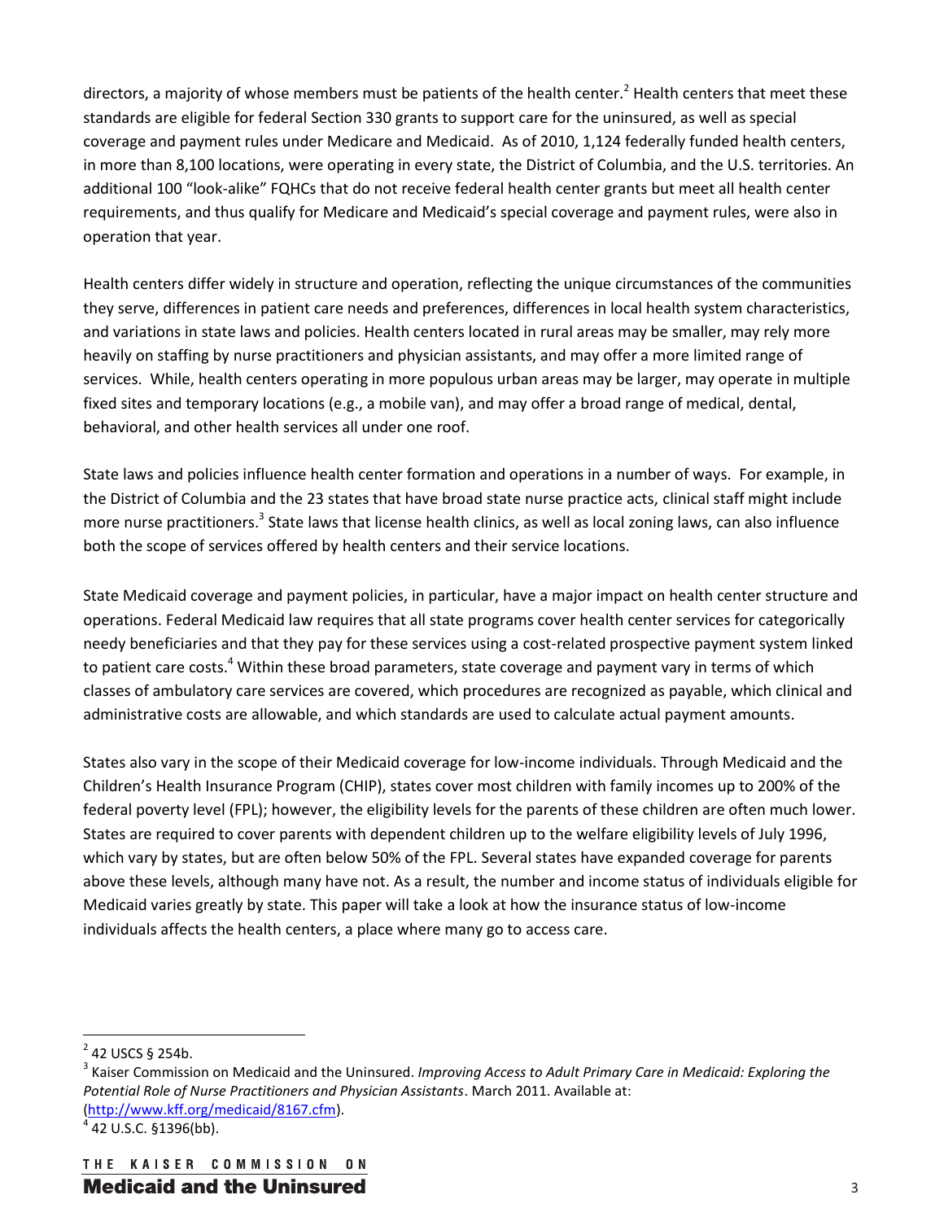directors, a majority of whose members must be patients of the health center.[2] Health centers that meet these standards are eligible for federal Section 330 grants to support care for the uninsured, as well as special coverage and payment rules under Medicare and Medicaid. As of 2010, 1,124 federally funded health centers, in more than 8,100 locations, were operating in every state, the District of Columbia, and the U.S. territories. An additional 100 "look-alike" FQHCs that do not receive federal health center grants but meet all health center requirements, and thus qualify for Medicare and Medicaid's special coverage and payment rules, were also in operation that year.

Health centers differ widely in structure and operation, reflecting the unique circumstances of the communities they serve, differences in patient care needs and preferences, differences in local health system characteristics, and variations in state laws and policies. Health centers located in rural areas may be smaller, may rely more heavily on staffing by nurse practitioners and physician assistants, and may offer a more limited range of services. While, health centers operating in more populous urban areas may be larger, may operate in multiple fixed sites and temporary locations (e.g., a mobile van), and may offer a broad range of medical, dental, behavioral, and other health services all under one roof.

State laws and policies influence health center formation and operations in a number of ways. For example, in the District of Columbia and the 23 states that have broad state nurse practice acts, clinical staff might include more nurse practitioners.[3] State laws that license health clinics, as well as local zoning laws, can also influence both the scope of services offered by health centers and their service locations.

State Medicaid coverage and payment policies, in particular, have a major impact on health center structure and operations. Federal Medicaid law requires that all state programs cover health center services for categorically needy beneficiaries and that they pay for these services using a cost-related prospective payment system linked to patient care costs.[4] Within these broad parameters, state coverage and payment vary in terms of which classes of ambulatory care services are covered, which procedures are recognized as payable, which clinical and administrative costs are allowable, and which standards are used to calculate actual payment amounts.

States also vary in the scope of their Medicaid coverage for low-income individuals. Through Medicaid and the Children's Health Insurance Program (CHIP), states cover most children with family incomes up to 200% of the federal poverty level (FPL); however, the eligibility levels for the parents of these children are often much lower. States are required to cover parents with dependent children up to the welfare eligibility levels of July 1996, which vary by states, but are often below 50% of the FPL. Several states have expanded coverage for parents above these levels, although many have not. As a result, the number and income status of individuals eligible for Medicaid varies greatly by state. This paper will take a look at how the insurance status of low-income individuals affects the health centers, a place where many go to access care.

---

[2] 42 USCS § 254b.

[3] Kaiser Commission on Medicaid and the Uninsured. *Improving Access to Adult Primary Care in Medicaid: Exploring the Potential Role of Nurse Practitioners and Physician Assistants*. March 2011. Available at: (http://www.kff.org/medicaid/8167.cfm).

[4] 42 U.S.C. §1396(bb).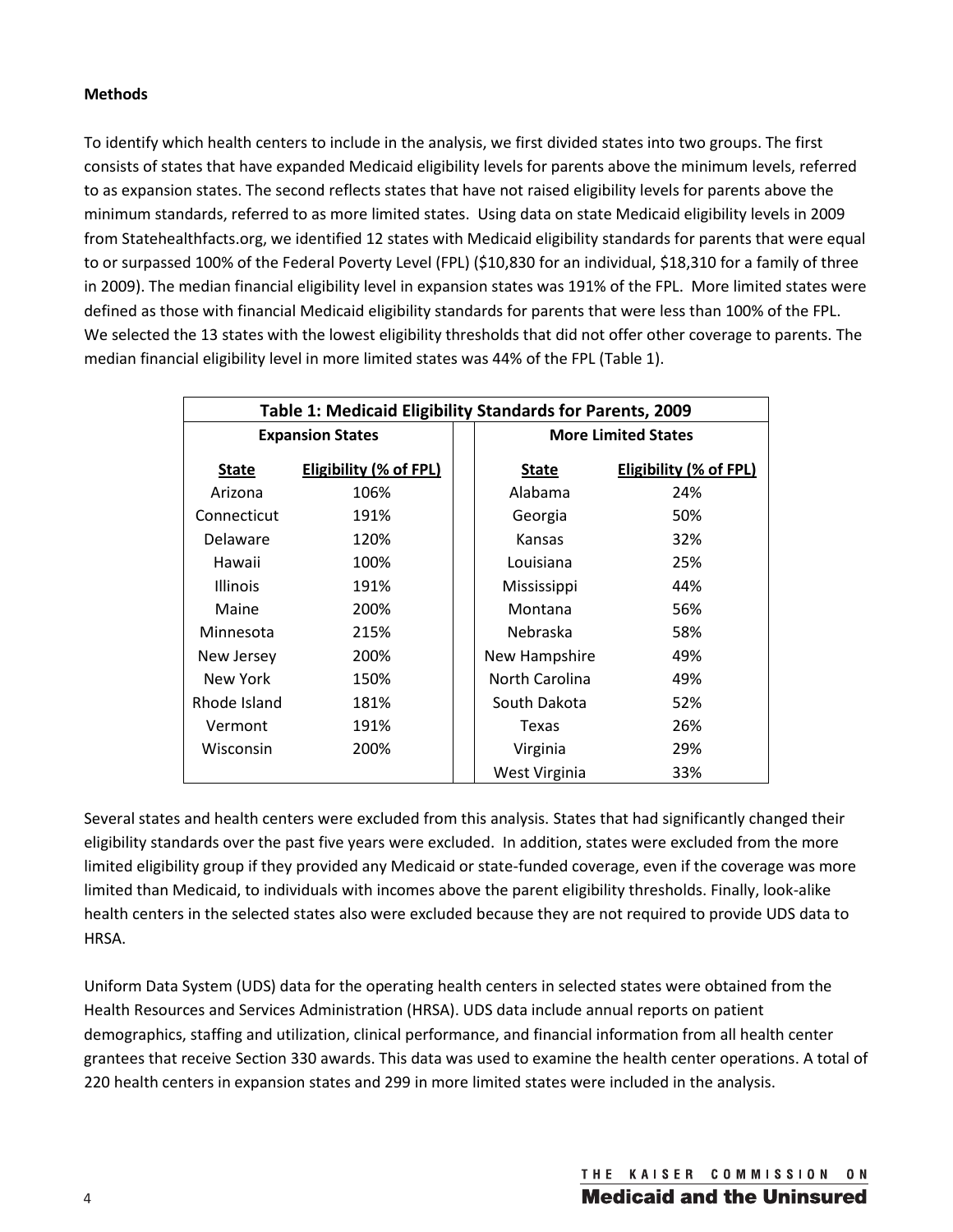**Methods**

To identify which health centers to include in the analysis, we first divided states into two groups. The first consists of states that have expanded Medicaid eligibility levels for parents above the minimum levels, referred to as expansion states. The second reflects states that have not raised eligibility levels for parents above the minimum standards, referred to as more limited states. Using data on state Medicaid eligibility levels in 2009 from Statehealthfacts.org, we identified 12 states with Medicaid eligibility standards for parents that were equal to or surpassed 100% of the Federal Poverty Level (FPL) ($10,830 for an individual, $18,310 for a family of three in 2009). The median financial eligibility level in expansion states was 191% of the FPL. More limited states were defined as those with financial Medicaid eligibility standards for parents that were less than 100% of the FPL. We selected the 13 states with the lowest eligibility thresholds that did not offer other coverage to parents. The median financial eligibility level in more limited states was 44% of the FPL (Table 1).

**Table 1: Medicaid Eligibility Standards for Parents, 2009**

| Expansion States | | More Limited States | |
|---|---|---|---|
| **State** | **Eligibility (% of FPL)** | **State** | **Eligibility (% of FPL)** |
| Arizona | 106% | Alabama | 24% |
| Connecticut | 191% | Georgia | 50% |
| Delaware | 120% | Kansas | 32% |
| Hawaii | 100% | Louisiana | 25% |
| Illinois | 191% | Mississippi | 44% |
| Maine | 200% | Montana | 56% |
| Minnesota | 215% | Nebraska | 58% |
| New Jersey | 200% | New Hampshire | 49% |
| New York | 150% | North Carolina | 49% |
| Rhode Island | 181% | South Dakota | 52% |
| Vermont | 191% | Texas | 26% |
| Wisconsin | 200% | Virginia | 29% |
| | | West Virginia | 33% |

Several states and health centers were excluded from this analysis. States that had significantly changed their eligibility standards over the past five years were excluded. In addition, states were excluded from the more limited eligibility group if they provided any Medicaid or state-funded coverage, even if the coverage was more limited than Medicaid, to individuals with incomes above the parent eligibility thresholds. Finally, look-alike health centers in the selected states also were excluded because they are not required to provide UDS data to HRSA.

Uniform Data System (UDS) data for the operating health centers in selected states were obtained from the Health Resources and Services Administration (HRSA). UDS data include annual reports on patient demographics, staffing and utilization, clinical performance, and financial information from all health center grantees that receive Section 330 awards. This data was used to examine the health center operations. A total of 220 health centers in expansion states and 299 in more limited states were included in the analysis.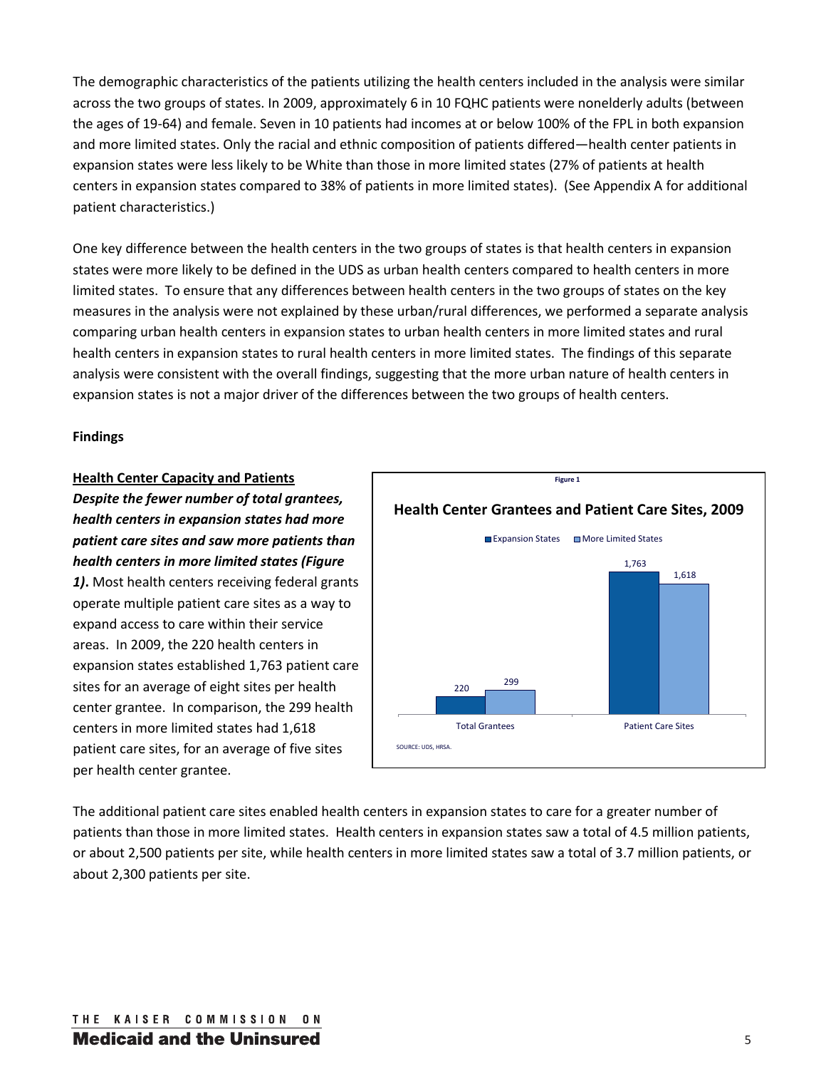The demographic characteristics of the patients utilizing the health centers included in the analysis were similar across the two groups of states. In 2009, approximately 6 in 10 FQHC patients were nonelderly adults (between the ages of 19-64) and female. Seven in 10 patients had incomes at or below 100% of the FPL in both expansion and more limited states. Only the racial and ethnic composition of patients differed—health center patients in expansion states were less likely to be White than those in more limited states (27% of patients at health centers in expansion states compared to 38% of patients in more limited states). (See Appendix A for additional patient characteristics.)

One key difference between the health centers in the two groups of states is that health centers in expansion states were more likely to be defined in the UDS as urban health centers compared to health centers in more limited states. To ensure that any differences between health centers in the two groups of states on the key measures in the analysis were not explained by these urban/rural differences, we performed a separate analysis comparing urban health centers in expansion states to urban health centers in more limited states and rural health centers in expansion states to rural health centers in more limited states. The findings of this separate analysis were consistent with the overall findings, suggesting that the more urban nature of health centers in expansion states is not a major driver of the differences between the two groups of health centers.

**Findings**

**Health Center Capacity and Patients**

***Despite the fewer number of total grantees, health centers in expansion states had more patient care sites and saw more patients than health centers in more limited states (Figure 1).*** Most health centers receiving federal grants operate multiple patient care sites as a way to expand access to care within their service areas. In 2009, the 220 health centers in expansion states established 1,763 patient care sites for an average of eight sites per health center grantee. In comparison, the 299 health centers in more limited states had 1,618 patient care sites, for an average of five sites per health center grantee.

**Figure 1**

**Health Center Grantees and Patient Care Sites, 2009**

| | Expansion States | More Limited States |
|---|---|---|
| Total Grantees | 220 | 299 |
| Patient Care Sites | 1,763 | 1,618 |

SOURCE: UDS, HRSA.

The additional patient care sites enabled health centers in expansion states to care for a greater number of patients than those in more limited states. Health centers in expansion states saw a total of 4.5 million patients, or about 2,500 patients per site, while health centers in more limited states saw a total of 3.7 million patients, or about 2,300 patients per site.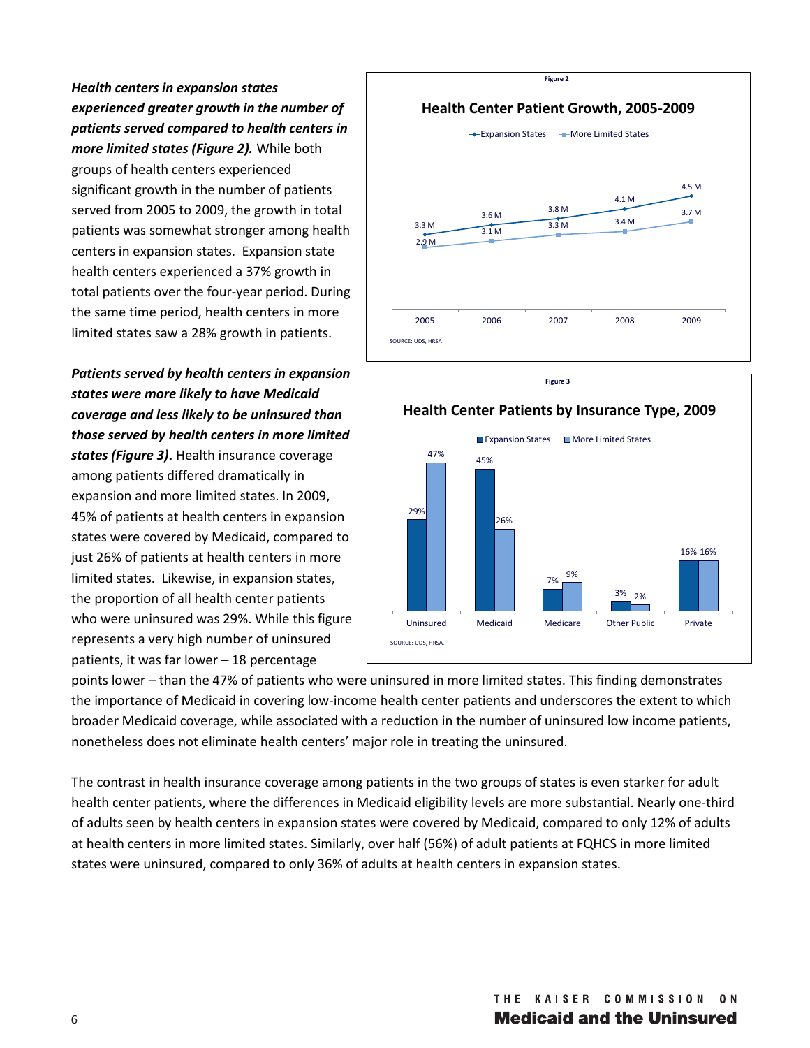***Health centers in expansion states experienced greater growth in the number of patients served compared to health centers in more limited states (Figure 2).*** While both groups of health centers experienced significant growth in the number of patients served from 2005 to 2009, the growth in total patients was somewhat stronger among health centers in expansion states. Expansion state health centers experienced a 37% growth in total patients over the four-year period. During the same time period, health centers in more limited states saw a 28% growth in patients.

**Figure 2**

**Health Center Patient Growth, 2005-2009**

| Year | Expansion States | More Limited States |
|---|---|---|
| 2005 | 3.3 M | 2.9 M |
| 2006 | 3.6 M | 3.1 M |
| 2007 | 3.8 M | 3.3 M |
| 2008 | 4.1 M | 3.4 M |
| 2009 | 4.5 M | 3.7 M |

SOURCE: UDS, HRSA

***Patients served by health centers in expansion states were more likely to have Medicaid coverage and less likely to be uninsured than those served by health centers in more limited states (Figure 3).*** Health insurance coverage among patients differed dramatically in expansion and more limited states. In 2009, 45% of patients at health centers in expansion states were covered by Medicaid, compared to just 26% of patients at health centers in more limited states. Likewise, in expansion states, the proportion of all health center patients who were uninsured was 29%. While this figure represents a very high number of uninsured patients, it was far lower – 18 percentage points lower – than the 47% of patients who were uninsured in more limited states. This finding demonstrates the importance of Medicaid in covering low-income health center patients and underscores the extent to which broader Medicaid coverage, while associated with a reduction in the number of uninsured low income patients, nonetheless does not eliminate health centers' major role in treating the uninsured.

**Figure 3**

**Health Center Patients by Insurance Type, 2009**

| Insurance Type | Expansion States | More Limited States |
|---|---|---|
| Uninsured | 29% | 47% |
| Medicaid | 45% | 26% |
| Medicare | 7% | 9% |
| Other Public | 3% | 2% |
| Private | 16% | 16% |

SOURCE: UDS, HRSA.

The contrast in health insurance coverage among patients in the two groups of states is even starker for adult health center patients, where the differences in Medicaid eligibility levels are more substantial. Nearly one-third of adults seen by health centers in expansion states were covered by Medicaid, compared to only 12% of adults at health centers in more limited states. Similarly, over half (56%) of adult patients at FQHCS in more limited states were uninsured, compared to only 36% of adults at health centers in expansion states.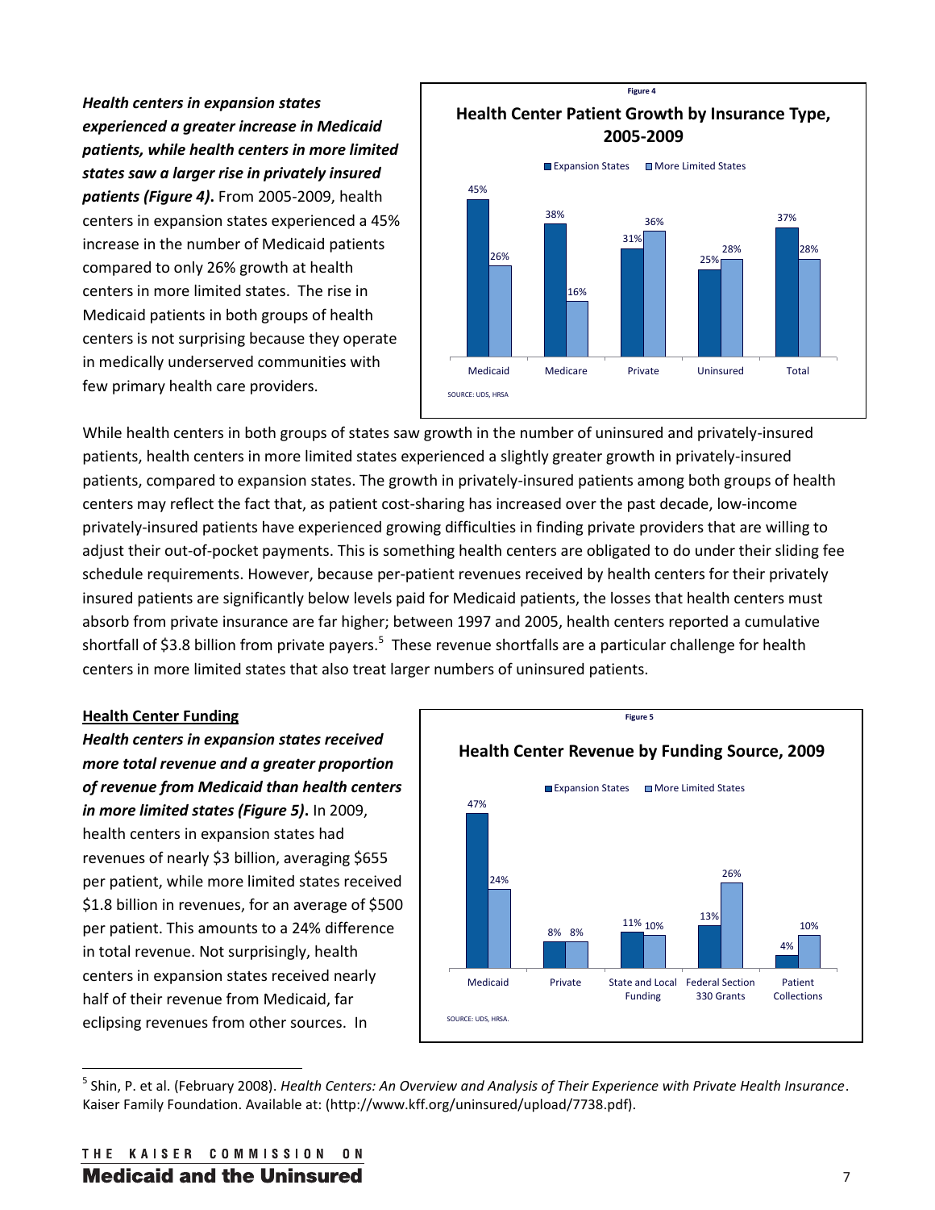***Health centers in expansion states experienced a greater increase in Medicaid patients, while health centers in more limited states saw a larger rise in privately insured patients (Figure 4).*** From 2005-2009, health centers in expansion states experienced a 45% increase in the number of Medicaid patients compared to only 26% growth at health centers in more limited states. The rise in Medicaid patients in both groups of health centers is not surprising because they operate in medically underserved communities with few primary health care providers.

**Figure 4**

**Health Center Patient Growth by Insurance Type, 2005-2009**

| | Expansion States | More Limited States |
|---|---|---|
| Medicaid | 45% | 26% |
| Medicare | 38% | 16% |
| Private | 31% | 36% |
| Uninsured | 25% | 28% |
| Total | 37% | 28% |

SOURCE: UDS, HRSA

While health centers in both groups of states saw growth in the number of uninsured and privately-insured patients, health centers in more limited states experienced a slightly greater growth in privately-insured patients, compared to expansion states. The growth in privately-insured patients among both groups of health centers may reflect the fact that, as patient cost-sharing has increased over the past decade, low-income privately-insured patients have experienced growing difficulties in finding private providers that are willing to adjust their out-of-pocket payments. This is something health centers are obligated to do under their sliding fee schedule requirements. However, because per-patient revenues received by health centers for their privately insured patients are significantly below levels paid for Medicaid patients, the losses that health centers must absorb from private insurance are far higher; between 1997 and 2005, health centers reported a cumulative shortfall of $3.8 billion from private payers.[5] These revenue shortfalls are a particular challenge for health centers in more limited states that also treat larger numbers of uninsured patients.

**Health Center Funding**

***Health centers in expansion states received more total revenue and a greater proportion of revenue from Medicaid than health centers in more limited states (Figure 5).*** In 2009, health centers in expansion states had revenues of nearly $3 billion, averaging $655 per patient, while more limited states received $1.8 billion in revenues, for an average of $500 per patient. This amounts to a 24% difference in total revenue. Not surprisingly, health centers in expansion states received nearly half of their revenue from Medicaid, far eclipsing revenues from other sources. In

**Figure 5**

**Health Center Revenue by Funding Source, 2009**

| | Expansion States | More Limited States |
|---|---|---|
| Medicaid | 47% | 24% |
| Private | 8% | 8% |
| State and Local Funding | 11% | 10% |
| Federal Section 330 Grants | 13% | 26% |
| Patient Collections | 4% | 10% |

SOURCE: UDS, HRSA.

---

[5] Shin, P. et al. (February 2008). *Health Centers: An Overview and Analysis of Their Experience with Private Health Insurance*. Kaiser Family Foundation. Available at: (http://www.kff.org/uninsured/upload/7738.pdf).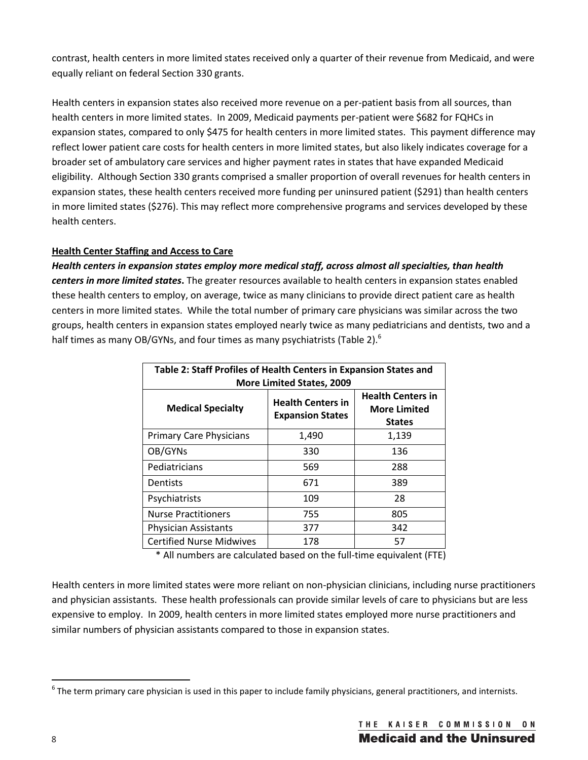contrast, health centers in more limited states received only a quarter of their revenue from Medicaid, and were equally reliant on federal Section 330 grants.

Health centers in expansion states also received more revenue on a per-patient basis from all sources, than health centers in more limited states. In 2009, Medicaid payments per-patient were $682 for FQHCs in expansion states, compared to only $475 for health centers in more limited states. This payment difference may reflect lower patient care costs for health centers in more limited states, but also likely indicates coverage for a broader set of ambulatory care services and higher payment rates in states that have expanded Medicaid eligibility. Although Section 330 grants comprised a smaller proportion of overall revenues for health centers in expansion states, these health centers received more funding per uninsured patient ($291) than health centers in more limited states ($276). This may reflect more comprehensive programs and services developed by these health centers.

**Health Center Staffing and Access to Care**

***Health centers in expansion states employ more medical staff, across almost all specialties, than health centers in more limited states*.** The greater resources available to health centers in expansion states enabled these health centers to employ, on average, twice as many clinicians to provide direct patient care as health centers in more limited states. While the total number of primary care physicians was similar across the two groups, health centers in expansion states employed nearly twice as many pediatricians and dentists, two and a half times as many OB/GYNs, and four times as many psychiatrists (Table 2).[6]

**Table 2: Staff Profiles of Health Centers in Expansion States and More Limited States, 2009**

| Medical Specialty | Health Centers in Expansion States | Health Centers in More Limited States |
|---|---|---|
| Primary Care Physicians | 1,490 | 1,139 |
| OB/GYNs | 330 | 136 |
| Pediatricians | 569 | 288 |
| Dentists | 671 | 389 |
| Psychiatrists | 109 | 28 |
| Nurse Practitioners | 755 | 805 |
| Physician Assistants | 377 | 342 |
| Certified Nurse Midwives | 178 | 57 |

* All numbers are calculated based on the full-time equivalent (FTE)

Health centers in more limited states were more reliant on non-physician clinicians, including nurse practitioners and physician assistants. These health professionals can provide similar levels of care to physicians but are less expensive to employ. In 2009, health centers in more limited states employed more nurse practitioners and similar numbers of physician assistants compared to those in expansion states.

[6] The term primary care physician is used in this paper to include family physicians, general practitioners, and internists.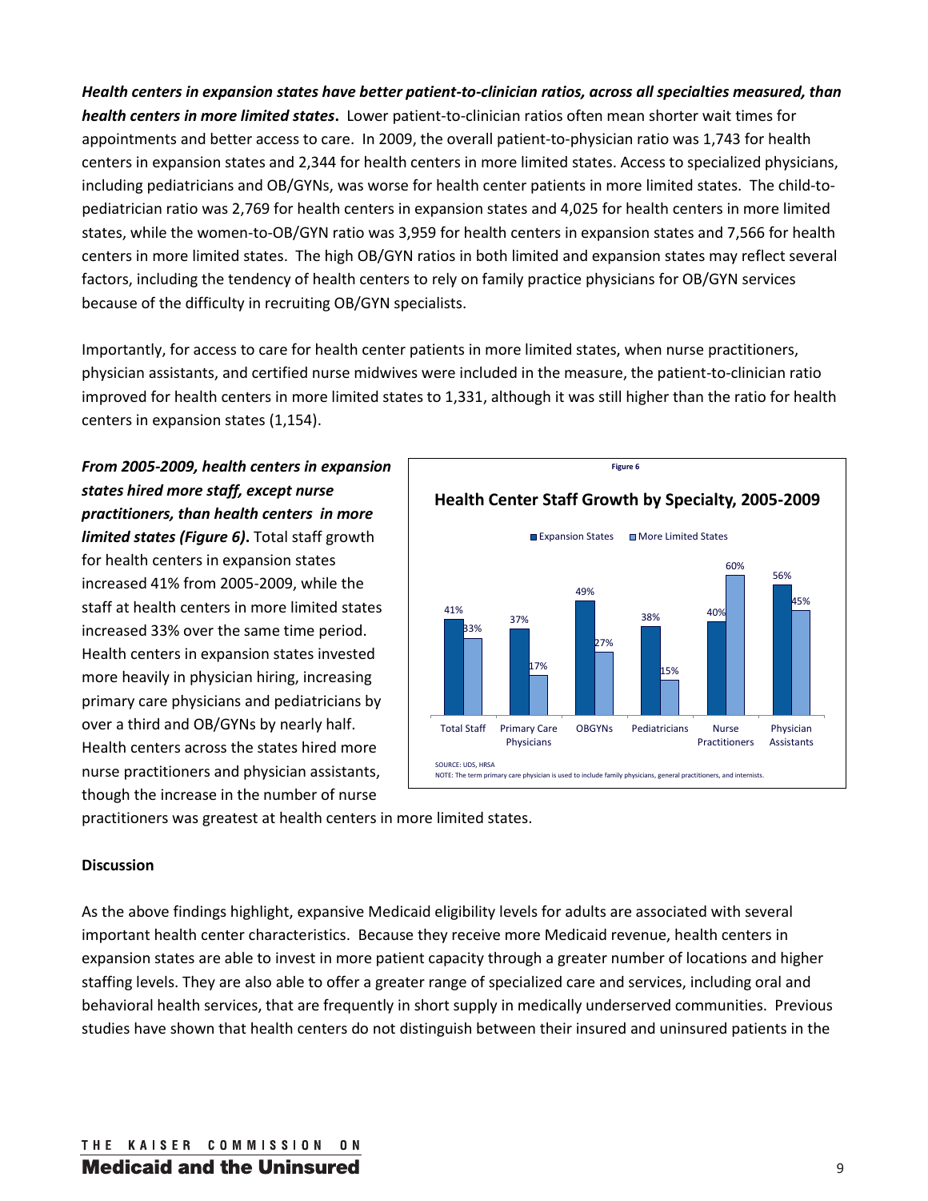***Health centers in expansion states have better patient-to-clinician ratios, across all specialties measured, than health centers in more limited states*.** Lower patient-to-clinician ratios often mean shorter wait times for appointments and better access to care. In 2009, the overall patient-to-physician ratio was 1,743 for health centers in expansion states and 2,344 for health centers in more limited states. Access to specialized physicians, including pediatricians and OB/GYNs, was worse for health center patients in more limited states. The child-to-pediatrician ratio was 2,769 for health centers in expansion states and 4,025 for health centers in more limited states, while the women-to-OB/GYN ratio was 3,959 for health centers in expansion states and 7,566 for health centers in more limited states. The high OB/GYN ratios in both limited and expansion states may reflect several factors, including the tendency of health centers to rely on family practice physicians for OB/GYN services because of the difficulty in recruiting OB/GYN specialists.

Importantly, for access to care for health center patients in more limited states, when nurse practitioners, physician assistants, and certified nurse midwives were included in the measure, the patient-to-clinician ratio improved for health centers in more limited states to 1,331, although it was still higher than the ratio for health centers in expansion states (1,154).

***From 2005-2009, health centers in expansion states hired more staff, except nurse practitioners, than health centers in more limited states (Figure 6)*.** Total staff growth for health centers in expansion states increased 41% from 2005-2009, while the staff at health centers in more limited states increased 33% over the same time period. Health centers in expansion states invested more heavily in physician hiring, increasing primary care physicians and pediatricians by over a third and OB/GYNs by nearly half. Health centers across the states hired more nurse practitioners and physician assistants, though the increase in the number of nurse practitioners was greatest at health centers in more limited states.

**Figure 6**

**Health Center Staff Growth by Specialty, 2005-2009**

| | Expansion States | More Limited States |
|---|---|---|
| Total Staff | 41% | 33% |
| Primary Care Physicians | 37% | 17% |
| OBGYNs | 49% | 27% |
| Pediatricians | 38% | 15% |
| Nurse Practitioners | 40% | 60% |
| Physician Assistants | 56% | 45% |

SOURCE: UDS, HRSA
NOTE: The term primary care physician is used to include family physicians, general practitioners, and internists.

**Discussion**

As the above findings highlight, expansive Medicaid eligibility levels for adults are associated with several important health center characteristics. Because they receive more Medicaid revenue, health centers in expansion states are able to invest in more patient capacity through a greater number of locations and higher staffing levels. They are also able to offer a greater range of specialized care and services, including oral and behavioral health services, that are frequently in short supply in medically underserved communities. Previous studies have shown that health centers do not distinguish between their insured and uninsured patients in the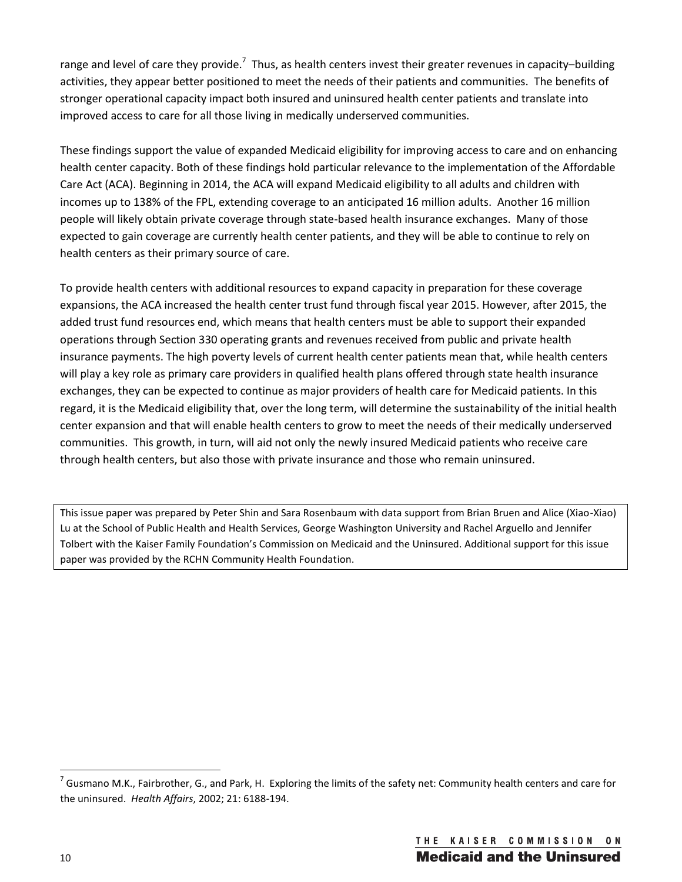range and level of care they provide.[7] Thus, as health centers invest their greater revenues in capacity–building activities, they appear better positioned to meet the needs of their patients and communities. The benefits of stronger operational capacity impact both insured and uninsured health center patients and translate into improved access to care for all those living in medically underserved communities.

These findings support the value of expanded Medicaid eligibility for improving access to care and on enhancing health center capacity. Both of these findings hold particular relevance to the implementation of the Affordable Care Act (ACA). Beginning in 2014, the ACA will expand Medicaid eligibility to all adults and children with incomes up to 138% of the FPL, extending coverage to an anticipated 16 million adults. Another 16 million people will likely obtain private coverage through state-based health insurance exchanges. Many of those expected to gain coverage are currently health center patients, and they will be able to continue to rely on health centers as their primary source of care.

To provide health centers with additional resources to expand capacity in preparation for these coverage expansions, the ACA increased the health center trust fund through fiscal year 2015. However, after 2015, the added trust fund resources end, which means that health centers must be able to support their expanded operations through Section 330 operating grants and revenues received from public and private health insurance payments. The high poverty levels of current health center patients mean that, while health centers will play a key role as primary care providers in qualified health plans offered through state health insurance exchanges, they can be expected to continue as major providers of health care for Medicaid patients. In this regard, it is the Medicaid eligibility that, over the long term, will determine the sustainability of the initial health center expansion and that will enable health centers to grow to meet the needs of their medically underserved communities. This growth, in turn, will aid not only the newly insured Medicaid patients who receive care through health centers, but also those with private insurance and those who remain uninsured.

This issue paper was prepared by Peter Shin and Sara Rosenbaum with data support from Brian Bruen and Alice (Xiao-Xiao) Lu at the School of Public Health and Health Services, George Washington University and Rachel Arguello and Jennifer Tolbert with the Kaiser Family Foundation's Commission on Medicaid and the Uninsured. Additional support for this issue paper was provided by the RCHN Community Health Foundation.

---

[7] Gusmano M.K., Fairbrother, G., and Park, H. Exploring the limits of the safety net: Community health centers and care for the uninsured. *Health Affairs*, 2002; 21: 6188-194.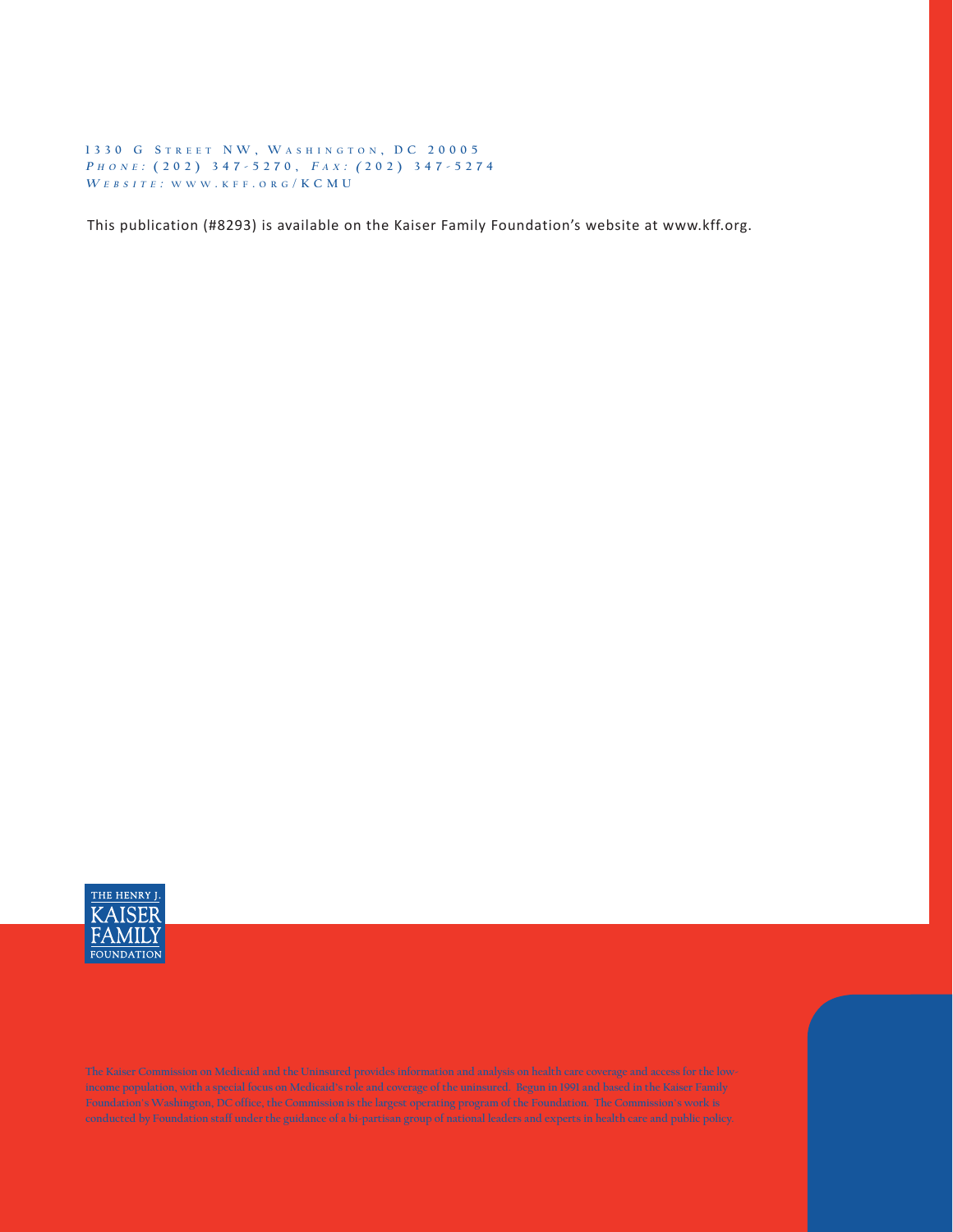1330 G Street NW, Washington, DC 20005  
*Phone:* (202) 347-5270, *Fax:* (202) 347-5274  
*Website:* www.kff.org/KCMU

This publication (#8293) is available on the Kaiser Family Foundation's website at www.kff.org.

THE HENRY J. KAISER FAMILY FOUNDATION

The Kaiser Commission on Medicaid and the Uninsured provides information and analysis on health care coverage and access for the low-income population, with a special focus on Medicaid's role and coverage of the uninsured. Begun in 1991 and based in the Kaiser Family Foundation's Washington, DC office, the Commission is the largest operating program of the Foundation. The Commission's work is conducted by Foundation staff under the guidance of a bi-partisan group of national leaders and experts in health care and public policy.